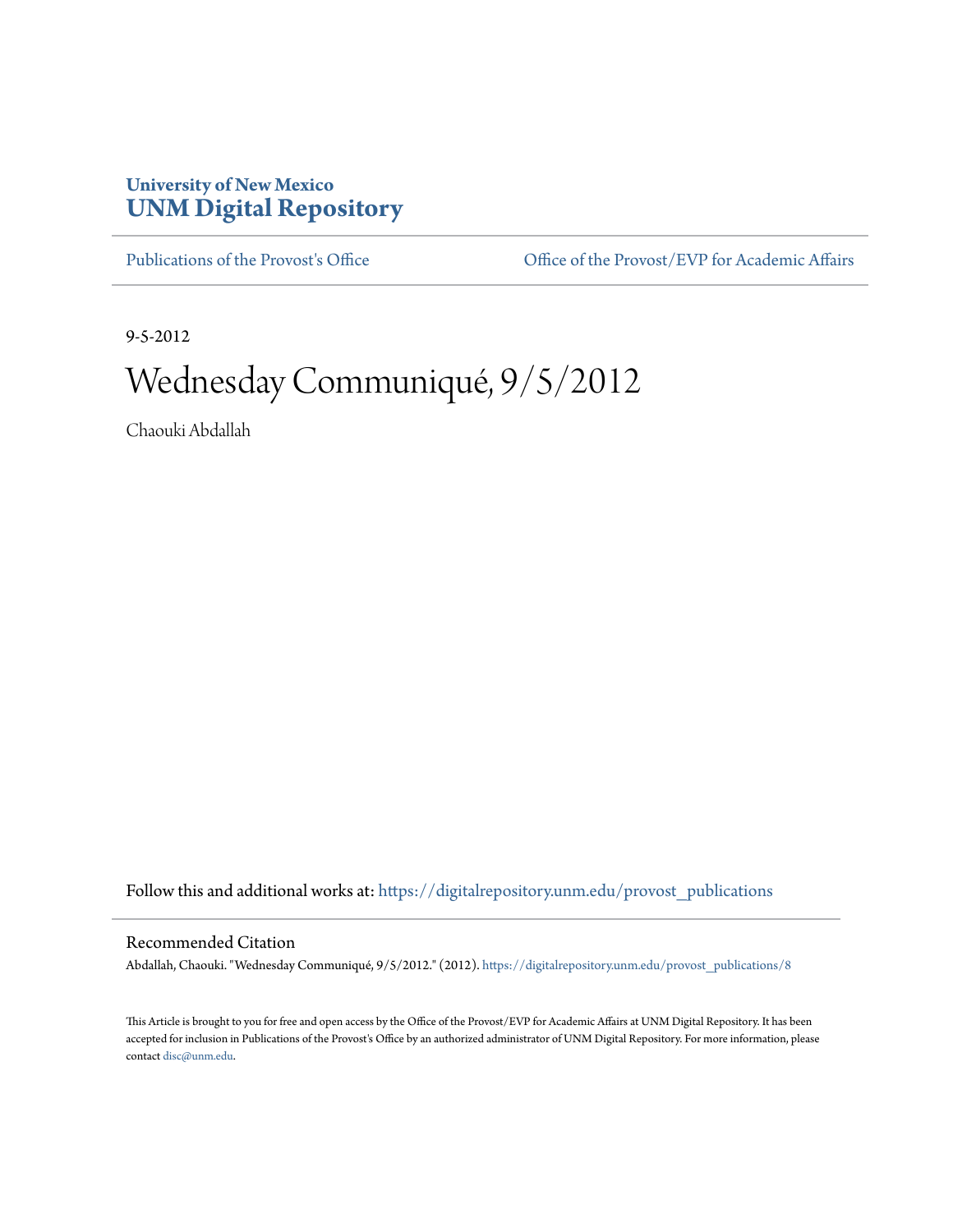University of New Mexico
**UNM Digital Repository**

Publications of the Provost's Office

Office of the Provost/EVP for Academic Affairs

9-5-2012

# Wednesday Communiqué, 9/5/2012

Chaouki Abdallah

Follow this and additional works at: https://digitalrepository.unm.edu/provost_publications

## Recommended Citation

Abdallah, Chaouki. "Wednesday Communiqué, 9/5/2012." (2012). https://digitalrepository.unm.edu/provost_publications/8

This Article is brought to you for free and open access by the Office of the Provost/EVP for Academic Affairs at UNM Digital Repository. It has been accepted for inclusion in Publications of the Provost's Office by an authorized administrator of UNM Digital Repository. For more information, please contact disc@unm.edu.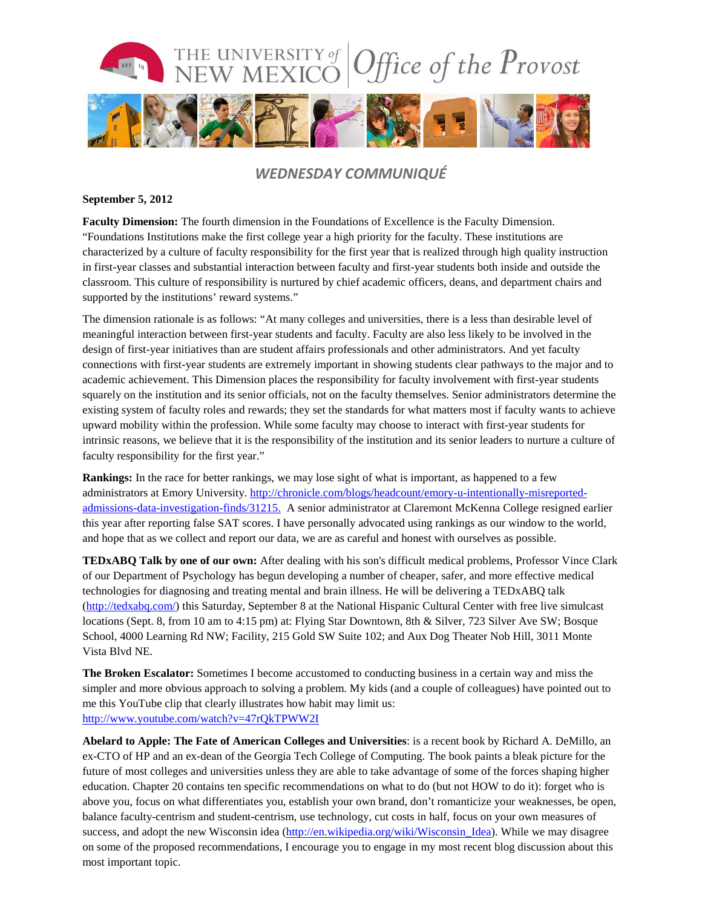# THE UNIVERSITY of NEW MEXICO Office of the Provost

## *WEDNESDAY COMMUNIQUÉ*

**September 5, 2012**

**Faculty Dimension:** The fourth dimension in the Foundations of Excellence is the Faculty Dimension. "Foundations Institutions make the first college year a high priority for the faculty. These institutions are characterized by a culture of faculty responsibility for the first year that is realized through high quality instruction in first-year classes and substantial interaction between faculty and first-year students both inside and outside the classroom. This culture of responsibility is nurtured by chief academic officers, deans, and department chairs and supported by the institutions' reward systems."

The dimension rationale is as follows: "At many colleges and universities, there is a less than desirable level of meaningful interaction between first-year students and faculty. Faculty are also less likely to be involved in the design of first-year initiatives than are student affairs professionals and other administrators. And yet faculty connections with first-year students are extremely important in showing students clear pathways to the major and to academic achievement. This Dimension places the responsibility for faculty involvement with first-year students squarely on the institution and its senior officials, not on the faculty themselves. Senior administrators determine the existing system of faculty roles and rewards; they set the standards for what matters most if faculty wants to achieve upward mobility within the profession. While some faculty may choose to interact with first-year students for intrinsic reasons, we believe that it is the responsibility of the institution and its senior leaders to nurture a culture of faculty responsibility for the first year."

**Rankings:** In the race for better rankings, we may lose sight of what is important, as happened to a few administrators at Emory University. http://chronicle.com/blogs/headcount/emory-u-intentionally-misreported-admissions-data-investigation-finds/31215. A senior administrator at Claremont McKenna College resigned earlier this year after reporting false SAT scores. I have personally advocated using rankings as our window to the world, and hope that as we collect and report our data, we are as careful and honest with ourselves as possible.

**TEDxABQ Talk by one of our own:** After dealing with his son's difficult medical problems, Professor Vince Clark of our Department of Psychology has begun developing a number of cheaper, safer, and more effective medical technologies for diagnosing and treating mental and brain illness. He will be delivering a TEDxABQ talk (http://tedxabq.com/) this Saturday, September 8 at the National Hispanic Cultural Center with free live simulcast locations (Sept. 8, from 10 am to 4:15 pm) at: Flying Star Downtown, 8th & Silver, 723 Silver Ave SW; Bosque School, 4000 Learning Rd NW; Facility, 215 Gold SW Suite 102; and Aux Dog Theater Nob Hill, 3011 Monte Vista Blvd NE.

**The Broken Escalator:** Sometimes I become accustomed to conducting business in a certain way and miss the simpler and more obvious approach to solving a problem. My kids (and a couple of colleagues) have pointed out to me this YouTube clip that clearly illustrates how habit may limit us: http://www.youtube.com/watch?v=47rQkTPWW2I

**Abelard to Apple: The Fate of American Colleges and Universities**: is a recent book by Richard A. DeMillo, an ex-CTO of HP and an ex-dean of the Georgia Tech College of Computing. The book paints a bleak picture for the future of most colleges and universities unless they are able to take advantage of some of the forces shaping higher education. Chapter 20 contains ten specific recommendations on what to do (but not HOW to do it): forget who is above you, focus on what differentiates you, establish your own brand, don't romanticize your weaknesses, be open, balance faculty-centrism and student-centrism, use technology, cut costs in half, focus on your own measures of success, and adopt the new Wisconsin idea (http://en.wikipedia.org/wiki/Wisconsin_Idea). While we may disagree on some of the proposed recommendations, I encourage you to engage in my most recent blog discussion about this most important topic.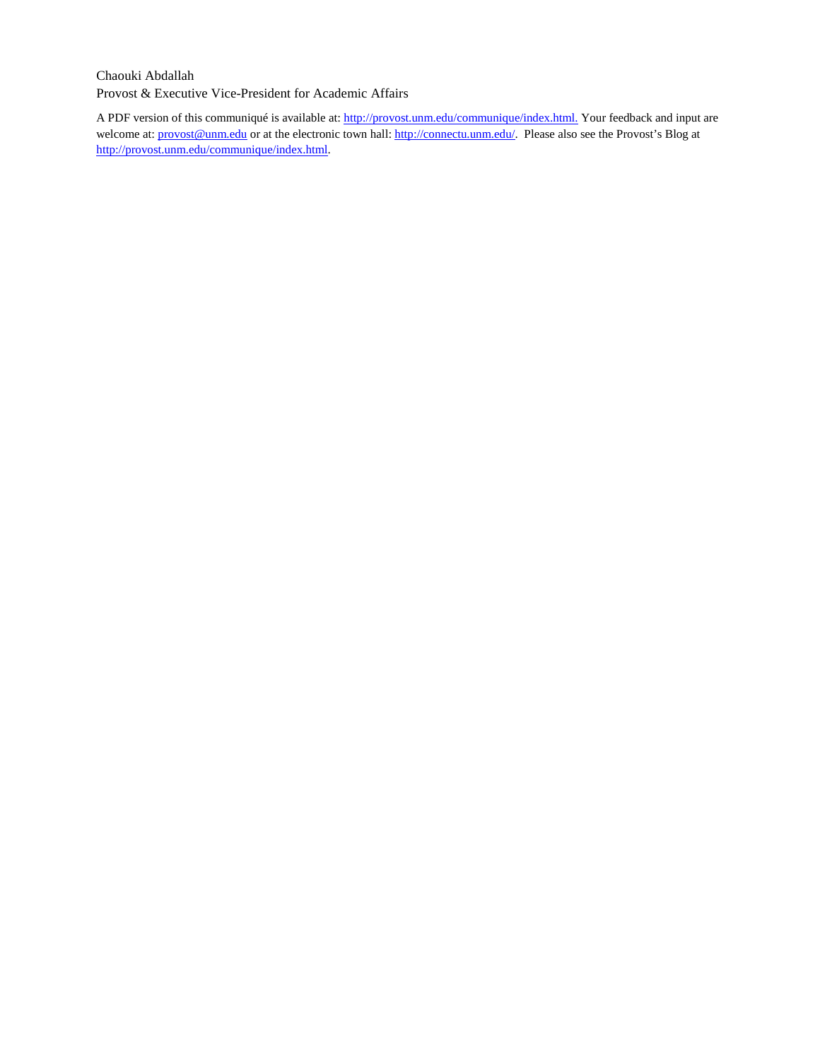Chaouki Abdallah
Provost & Executive Vice-President for Academic Affairs

A PDF version of this communiqué is available at: http://provost.unm.edu/communique/index.html. Your feedback and input are welcome at: provost@unm.edu or at the electronic town hall: http://connectu.unm.edu/. Please also see the Provost's Blog at http://provost.unm.edu/communique/index.html.